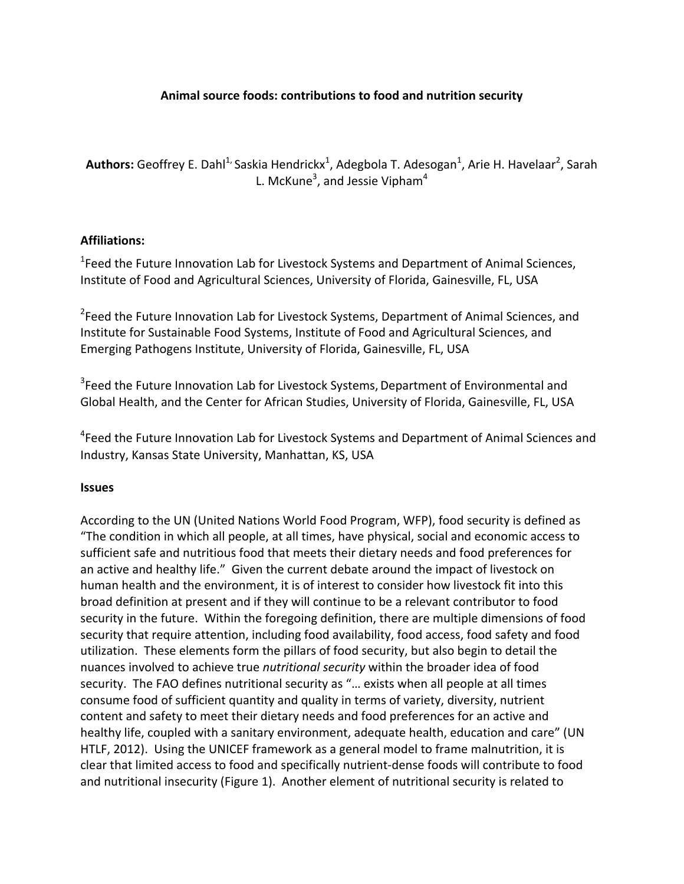# Animal source foods: contributions to food and nutrition security

**Authors:** Geoffrey E. Dahl[1,] Saskia Hendrickx[1], Adegbola T. Adesogan[1], Arie H. Havelaar[2], Sarah L. McKune[3], and Jessie Vipham[4]

**Affiliations:**

[1]Feed the Future Innovation Lab for Livestock Systems and Department of Animal Sciences, Institute of Food and Agricultural Sciences, University of Florida, Gainesville, FL, USA

[2]Feed the Future Innovation Lab for Livestock Systems, Department of Animal Sciences, and Institute for Sustainable Food Systems, Institute of Food and Agricultural Sciences, and Emerging Pathogens Institute, University of Florida, Gainesville, FL, USA

[3]Feed the Future Innovation Lab for Livestock Systems, Department of Environmental and Global Health, and the Center for African Studies, University of Florida, Gainesville, FL, USA

[4]Feed the Future Innovation Lab for Livestock Systems and Department of Animal Sciences and Industry, Kansas State University, Manhattan, KS, USA

## Issues

According to the UN (United Nations World Food Program, WFP), food security is defined as "The condition in which all people, at all times, have physical, social and economic access to sufficient safe and nutritious food that meets their dietary needs and food preferences for an active and healthy life." Given the current debate around the impact of livestock on human health and the environment, it is of interest to consider how livestock fit into this broad definition at present and if they will continue to be a relevant contributor to food security in the future. Within the foregoing definition, there are multiple dimensions of food security that require attention, including food availability, food access, food safety and food utilization. These elements form the pillars of food security, but also begin to detail the nuances involved to achieve true *nutritional security* within the broader idea of food security. The FAO defines nutritional security as "… exists when all people at all times consume food of sufficient quantity and quality in terms of variety, diversity, nutrient content and safety to meet their dietary needs and food preferences for an active and healthy life, coupled with a sanitary environment, adequate health, education and care" (UN HTLF, 2012). Using the UNICEF framework as a general model to frame malnutrition, it is clear that limited access to food and specifically nutrient-dense foods will contribute to food and nutritional insecurity (Figure 1). Another element of nutritional security is related to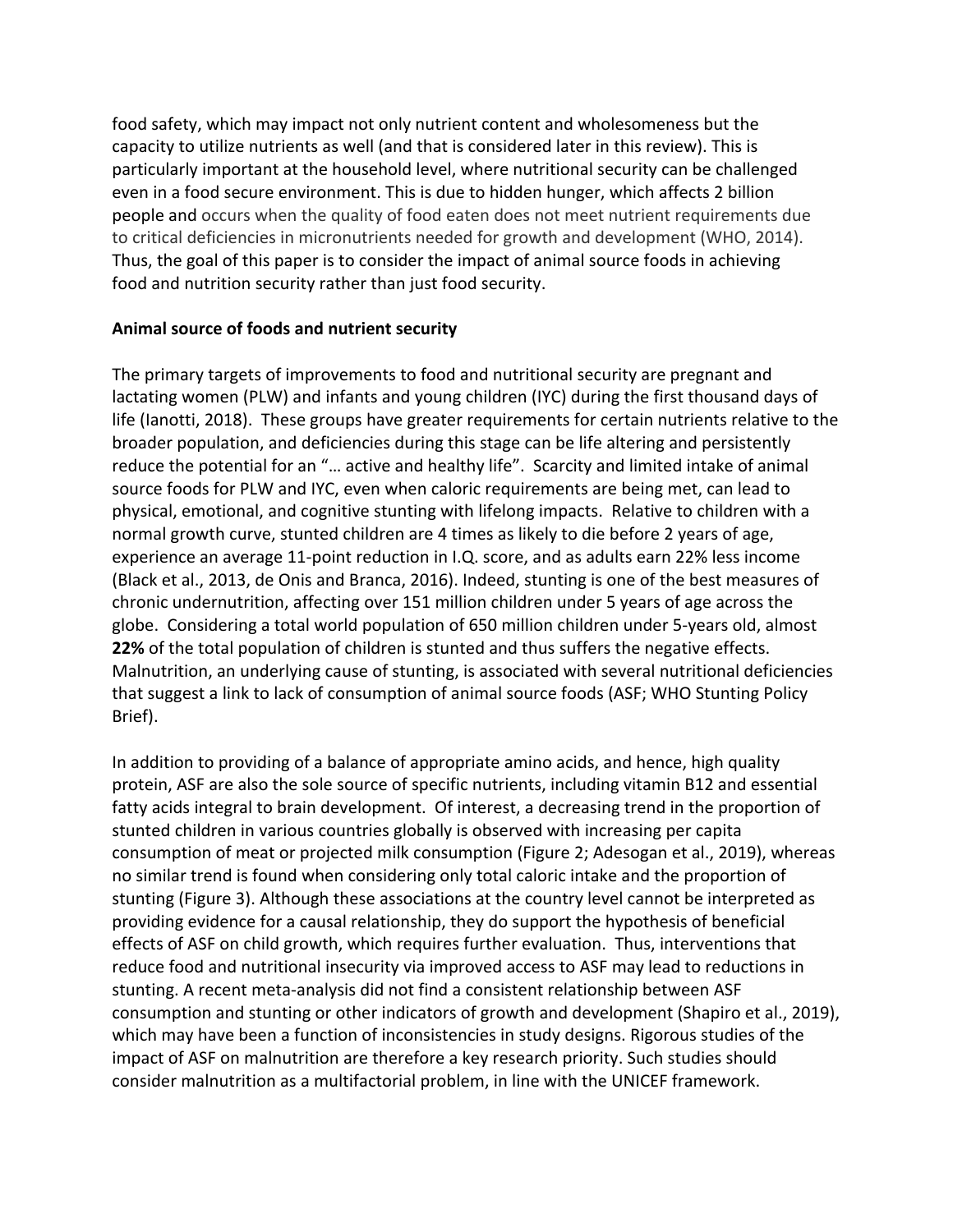food safety, which may impact not only nutrient content and wholesomeness but the capacity to utilize nutrients as well (and that is considered later in this review). This is particularly important at the household level, where nutritional security can be challenged even in a food secure environment. This is due to hidden hunger, which affects 2 billion people and occurs when the quality of food eaten does not meet nutrient requirements due to critical deficiencies in micronutrients needed for growth and development (WHO, 2014). Thus, the goal of this paper is to consider the impact of animal source foods in achieving food and nutrition security rather than just food security.

**Animal source of foods and nutrient security**

The primary targets of improvements to food and nutritional security are pregnant and lactating women (PLW) and infants and young children (IYC) during the first thousand days of life (Ianotti, 2018). These groups have greater requirements for certain nutrients relative to the broader population, and deficiencies during this stage can be life altering and persistently reduce the potential for an "… active and healthy life". Scarcity and limited intake of animal source foods for PLW and IYC, even when caloric requirements are being met, can lead to physical, emotional, and cognitive stunting with lifelong impacts. Relative to children with a normal growth curve, stunted children are 4 times as likely to die before 2 years of age, experience an average 11-point reduction in I.Q. score, and as adults earn 22% less income (Black et al., 2013, de Onis and Branca, 2016). Indeed, stunting is one of the best measures of chronic undernutrition, affecting over 151 million children under 5 years of age across the globe. Considering a total world population of 650 million children under 5-years old, almost **22%** of the total population of children is stunted and thus suffers the negative effects. Malnutrition, an underlying cause of stunting, is associated with several nutritional deficiencies that suggest a link to lack of consumption of animal source foods (ASF; WHO Stunting Policy Brief).

In addition to providing of a balance of appropriate amino acids, and hence, high quality protein, ASF are also the sole source of specific nutrients, including vitamin B12 and essential fatty acids integral to brain development. Of interest, a decreasing trend in the proportion of stunted children in various countries globally is observed with increasing per capita consumption of meat or projected milk consumption (Figure 2; Adesogan et al., 2019), whereas no similar trend is found when considering only total caloric intake and the proportion of stunting (Figure 3). Although these associations at the country level cannot be interpreted as providing evidence for a causal relationship, they do support the hypothesis of beneficial effects of ASF on child growth, which requires further evaluation. Thus, interventions that reduce food and nutritional insecurity via improved access to ASF may lead to reductions in stunting. A recent meta-analysis did not find a consistent relationship between ASF consumption and stunting or other indicators of growth and development (Shapiro et al., 2019), which may have been a function of inconsistencies in study designs. Rigorous studies of the impact of ASF on malnutrition are therefore a key research priority. Such studies should consider malnutrition as a multifactorial problem, in line with the UNICEF framework.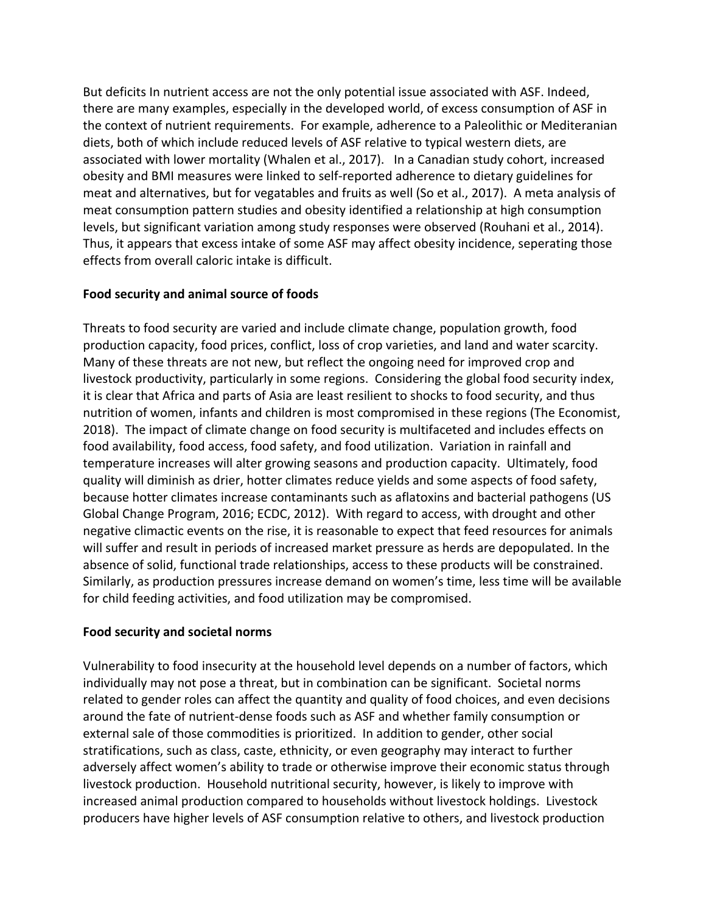But deficits In nutrient access are not the only potential issue associated with ASF. Indeed, there are many examples, especially in the developed world, of excess consumption of ASF in the context of nutrient requirements. For example, adherence to a Paleolithic or Mediteranian diets, both of which include reduced levels of ASF relative to typical western diets, are associated with lower mortality (Whalen et al., 2017). In a Canadian study cohort, increased obesity and BMI measures were linked to self-reported adherence to dietary guidelines for meat and alternatives, but for vegatables and fruits as well (So et al., 2017). A meta analysis of meat consumption pattern studies and obesity identified a relationship at high consumption levels, but significant variation among study responses were observed (Rouhani et al., 2014). Thus, it appears that excess intake of some ASF may affect obesity incidence, seperating those effects from overall caloric intake is difficult.

**Food security and animal source of foods**

Threats to food security are varied and include climate change, population growth, food production capacity, food prices, conflict, loss of crop varieties, and land and water scarcity. Many of these threats are not new, but reflect the ongoing need for improved crop and livestock productivity, particularly in some regions. Considering the global food security index, it is clear that Africa and parts of Asia are least resilient to shocks to food security, and thus nutrition of women, infants and children is most compromised in these regions (The Economist, 2018). The impact of climate change on food security is multifaceted and includes effects on food availability, food access, food safety, and food utilization. Variation in rainfall and temperature increases will alter growing seasons and production capacity. Ultimately, food quality will diminish as drier, hotter climates reduce yields and some aspects of food safety, because hotter climates increase contaminants such as aflatoxins and bacterial pathogens (US Global Change Program, 2016; ECDC, 2012). With regard to access, with drought and other negative climactic events on the rise, it is reasonable to expect that feed resources for animals will suffer and result in periods of increased market pressure as herds are depopulated. In the absence of solid, functional trade relationships, access to these products will be constrained. Similarly, as production pressures increase demand on women's time, less time will be available for child feeding activities, and food utilization may be compromised.

**Food security and societal norms**

Vulnerability to food insecurity at the household level depends on a number of factors, which individually may not pose a threat, but in combination can be significant. Societal norms related to gender roles can affect the quantity and quality of food choices, and even decisions around the fate of nutrient-dense foods such as ASF and whether family consumption or external sale of those commodities is prioritized. In addition to gender, other social stratifications, such as class, caste, ethnicity, or even geography may interact to further adversely affect women's ability to trade or otherwise improve their economic status through livestock production. Household nutritional security, however, is likely to improve with increased animal production compared to households without livestock holdings. Livestock producers have higher levels of ASF consumption relative to others, and livestock production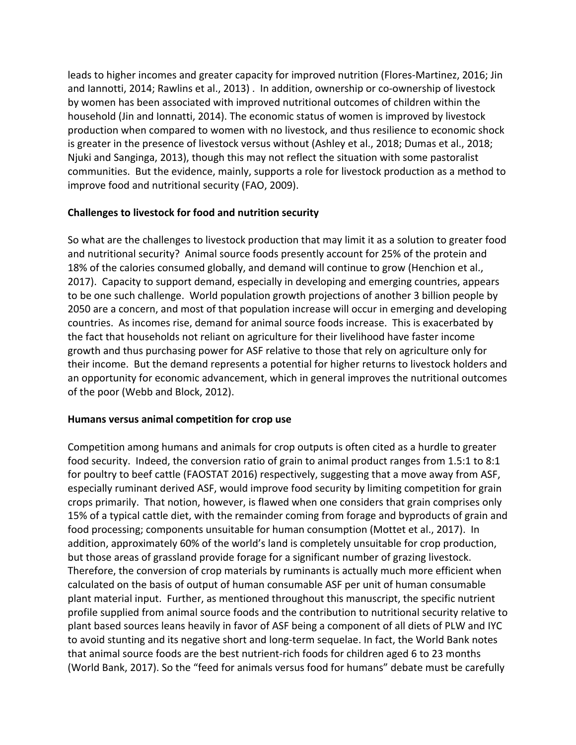leads to higher incomes and greater capacity for improved nutrition (Flores-Martinez, 2016; Jin and Iannotti, 2014; Rawlins et al., 2013) . In addition, ownership or co-ownership of livestock by women has been associated with improved nutritional outcomes of children within the household (Jin and Ionnatti, 2014). The economic status of women is improved by livestock production when compared to women with no livestock, and thus resilience to economic shock is greater in the presence of livestock versus without (Ashley et al., 2018; Dumas et al., 2018; Njuki and Sanginga, 2013), though this may not reflect the situation with some pastoralist communities. But the evidence, mainly, supports a role for livestock production as a method to improve food and nutritional security (FAO, 2009).

**Challenges to livestock for food and nutrition security**

So what are the challenges to livestock production that may limit it as a solution to greater food and nutritional security? Animal source foods presently account for 25% of the protein and 18% of the calories consumed globally, and demand will continue to grow (Henchion et al., 2017). Capacity to support demand, especially in developing and emerging countries, appears to be one such challenge. World population growth projections of another 3 billion people by 2050 are a concern, and most of that population increase will occur in emerging and developing countries. As incomes rise, demand for animal source foods increase. This is exacerbated by the fact that households not reliant on agriculture for their livelihood have faster income growth and thus purchasing power for ASF relative to those that rely on agriculture only for their income. But the demand represents a potential for higher returns to livestock holders and an opportunity for economic advancement, which in general improves the nutritional outcomes of the poor (Webb and Block, 2012).

**Humans versus animal competition for crop use**

Competition among humans and animals for crop outputs is often cited as a hurdle to greater food security. Indeed, the conversion ratio of grain to animal product ranges from 1.5:1 to 8:1 for poultry to beef cattle (FAOSTAT 2016) respectively, suggesting that a move away from ASF, especially ruminant derived ASF, would improve food security by limiting competition for grain crops primarily. That notion, however, is flawed when one considers that grain comprises only 15% of a typical cattle diet, with the remainder coming from forage and byproducts of grain and food processing; components unsuitable for human consumption (Mottet et al., 2017). In addition, approximately 60% of the world's land is completely unsuitable for crop production, but those areas of grassland provide forage for a significant number of grazing livestock. Therefore, the conversion of crop materials by ruminants is actually much more efficient when calculated on the basis of output of human consumable ASF per unit of human consumable plant material input. Further, as mentioned throughout this manuscript, the specific nutrient profile supplied from animal source foods and the contribution to nutritional security relative to plant based sources leans heavily in favor of ASF being a component of all diets of PLW and IYC to avoid stunting and its negative short and long-term sequelae. In fact, the World Bank notes that animal source foods are the best nutrient-rich foods for children aged 6 to 23 months (World Bank, 2017). So the "feed for animals versus food for humans" debate must be carefully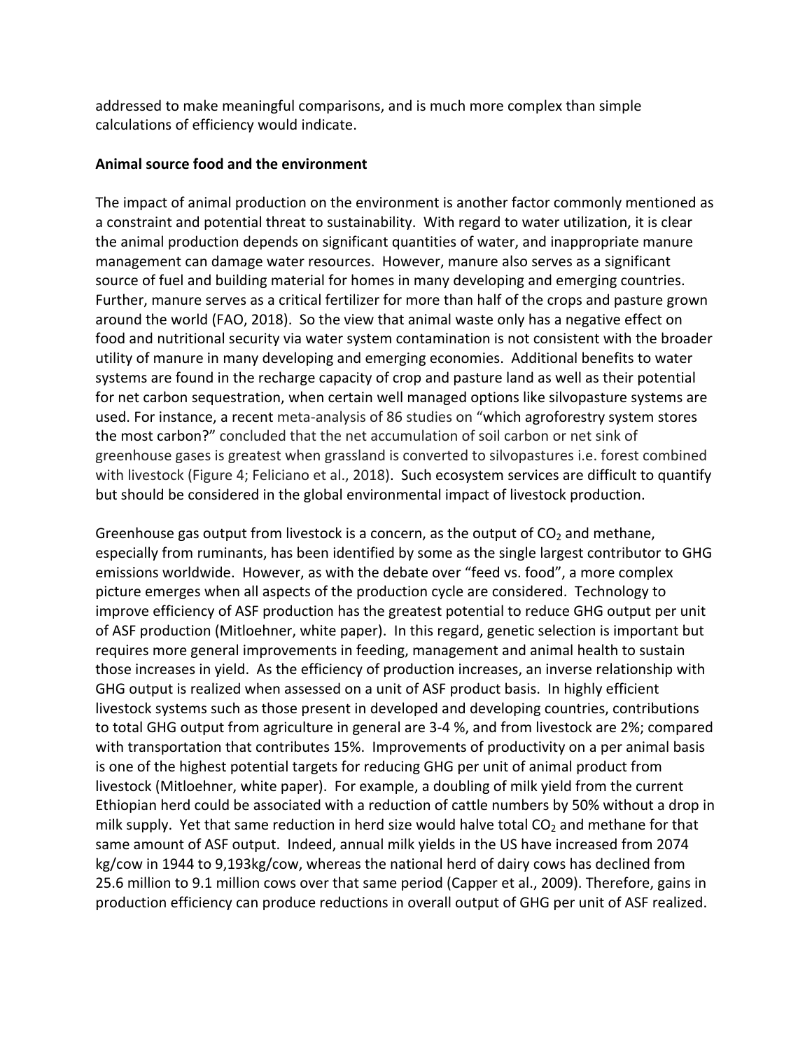addressed to make meaningful comparisons, and is much more complex than simple calculations of efficiency would indicate.

**Animal source food and the environment**

The impact of animal production on the environment is another factor commonly mentioned as a constraint and potential threat to sustainability. With regard to water utilization, it is clear the animal production depends on significant quantities of water, and inappropriate manure management can damage water resources. However, manure also serves as a significant source of fuel and building material for homes in many developing and emerging countries. Further, manure serves as a critical fertilizer for more than half of the crops and pasture grown around the world (FAO, 2018). So the view that animal waste only has a negative effect on food and nutritional security via water system contamination is not consistent with the broader utility of manure in many developing and emerging economies. Additional benefits to water systems are found in the recharge capacity of crop and pasture land as well as their potential for net carbon sequestration, when certain well managed options like silvopasture systems are used. For instance, a recent meta-analysis of 86 studies on "which agroforestry system stores the most carbon?" concluded that the net accumulation of soil carbon or net sink of greenhouse gases is greatest when grassland is converted to silvopastures i.e. forest combined with livestock (Figure 4; Feliciano et al., 2018). Such ecosystem services are difficult to quantify but should be considered in the global environmental impact of livestock production.

Greenhouse gas output from livestock is a concern, as the output of $CO_2$ and methane, especially from ruminants, has been identified by some as the single largest contributor to GHG emissions worldwide. However, as with the debate over "feed vs. food", a more complex picture emerges when all aspects of the production cycle are considered. Technology to improve efficiency of ASF production has the greatest potential to reduce GHG output per unit of ASF production (Mitloehner, white paper). In this regard, genetic selection is important but requires more general improvements in feeding, management and animal health to sustain those increases in yield. As the efficiency of production increases, an inverse relationship with GHG output is realized when assessed on a unit of ASF product basis. In highly efficient livestock systems such as those present in developed and developing countries, contributions to total GHG output from agriculture in general are 3-4 %, and from livestock are 2%; compared with transportation that contributes 15%. Improvements of productivity on a per animal basis is one of the highest potential targets for reducing GHG per unit of animal product from livestock (Mitloehner, white paper). For example, a doubling of milk yield from the current Ethiopian herd could be associated with a reduction of cattle numbers by 50% without a drop in milk supply. Yet that same reduction in herd size would halve total $CO_2$ and methane for that same amount of ASF output. Indeed, annual milk yields in the US have increased from 2074 kg/cow in 1944 to 9,193kg/cow, whereas the national herd of dairy cows has declined from 25.6 million to 9.1 million cows over that same period (Capper et al., 2009). Therefore, gains in production efficiency can produce reductions in overall output of GHG per unit of ASF realized.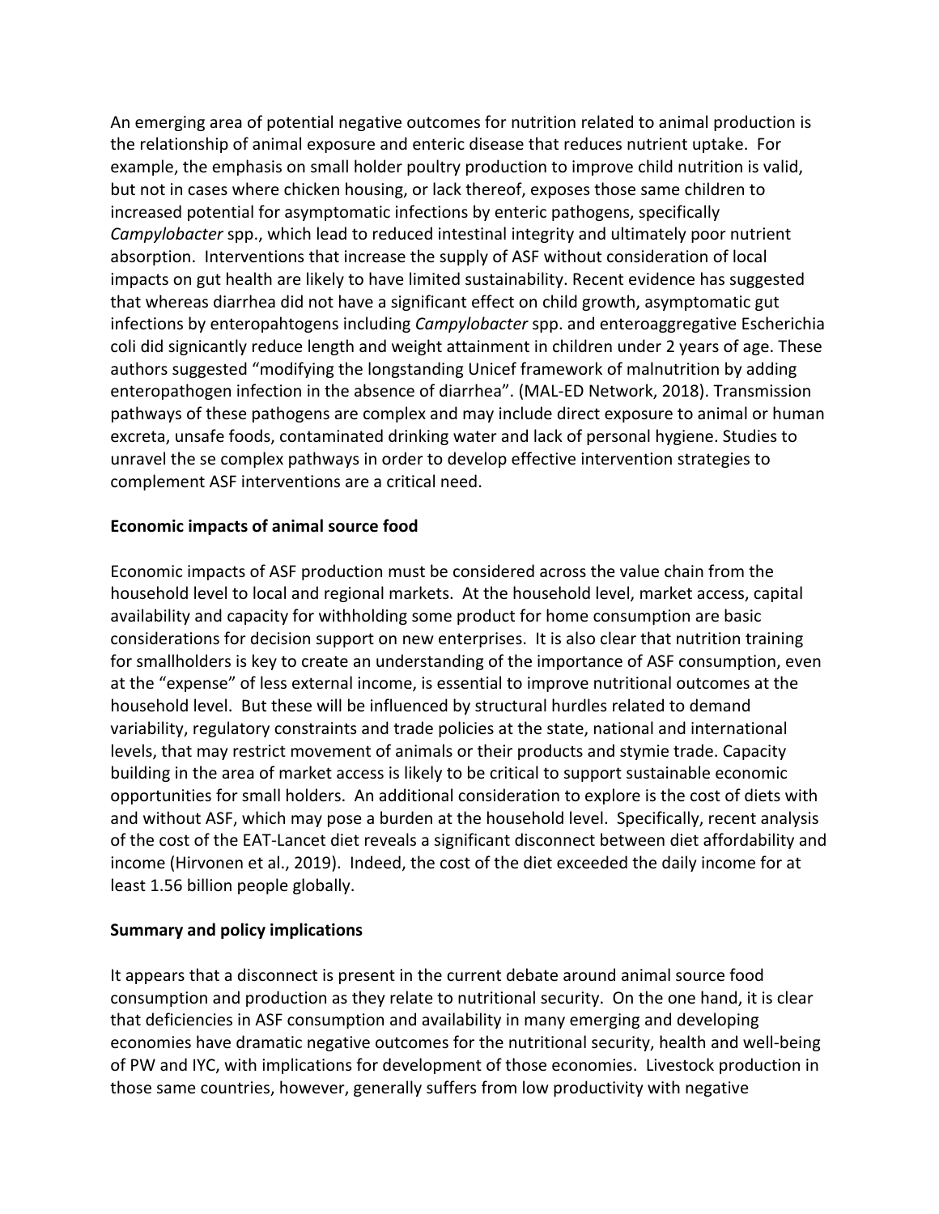An emerging area of potential negative outcomes for nutrition related to animal production is the relationship of animal exposure and enteric disease that reduces nutrient uptake. For example, the emphasis on small holder poultry production to improve child nutrition is valid, but not in cases where chicken housing, or lack thereof, exposes those same children to increased potential for asymptomatic infections by enteric pathogens, specifically *Campylobacter* spp., which lead to reduced intestinal integrity and ultimately poor nutrient absorption. Interventions that increase the supply of ASF without consideration of local impacts on gut health are likely to have limited sustainability. Recent evidence has suggested that whereas diarrhea did not have a significant effect on child growth, asymptomatic gut infections by enteropahtogens including *Campylobacter* spp. and enteroaggregative Escherichia coli did signicantly reduce length and weight attainment in children under 2 years of age. These authors suggested "modifying the longstanding Unicef framework of malnutrition by adding enteropathogen infection in the absence of diarrhea". (MAL-ED Network, 2018). Transmission pathways of these pathogens are complex and may include direct exposure to animal or human excreta, unsafe foods, contaminated drinking water and lack of personal hygiene. Studies to unravel the se complex pathways in order to develop effective intervention strategies to complement ASF interventions are a critical need.

**Economic impacts of animal source food**

Economic impacts of ASF production must be considered across the value chain from the household level to local and regional markets. At the household level, market access, capital availability and capacity for withholding some product for home consumption are basic considerations for decision support on new enterprises. It is also clear that nutrition training for smallholders is key to create an understanding of the importance of ASF consumption, even at the "expense" of less external income, is essential to improve nutritional outcomes at the household level. But these will be influenced by structural hurdles related to demand variability, regulatory constraints and trade policies at the state, national and international levels, that may restrict movement of animals or their products and stymie trade. Capacity building in the area of market access is likely to be critical to support sustainable economic opportunities for small holders. An additional consideration to explore is the cost of diets with and without ASF, which may pose a burden at the household level. Specifically, recent analysis of the cost of the EAT-Lancet diet reveals a significant disconnect between diet affordability and income (Hirvonen et al., 2019). Indeed, the cost of the diet exceeded the daily income for at least 1.56 billion people globally.

**Summary and policy implications**

It appears that a disconnect is present in the current debate around animal source food consumption and production as they relate to nutritional security. On the one hand, it is clear that deficiencies in ASF consumption and availability in many emerging and developing economies have dramatic negative outcomes for the nutritional security, health and well-being of PW and IYC, with implications for development of those economies. Livestock production in those same countries, however, generally suffers from low productivity with negative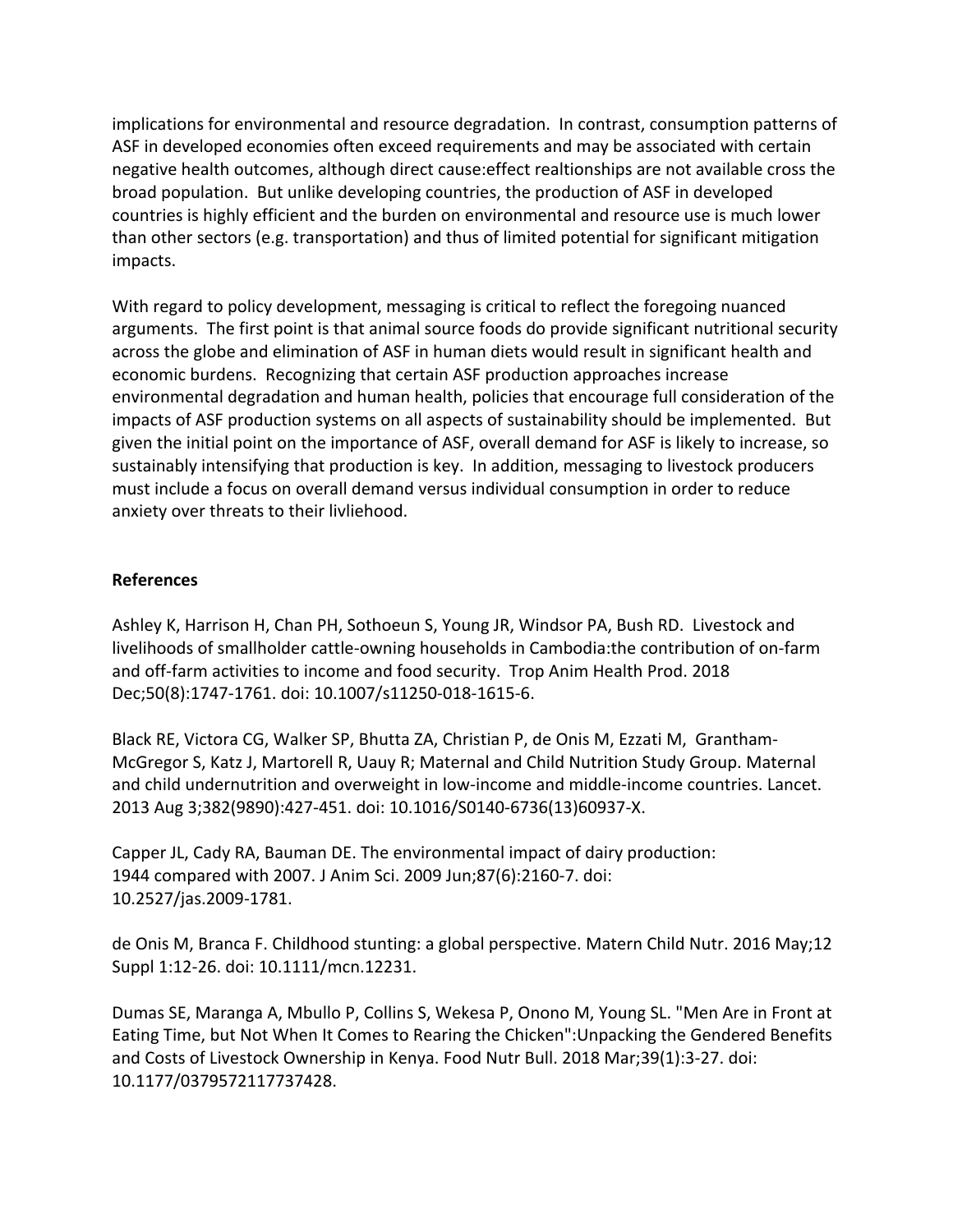implications for environmental and resource degradation. In contrast, consumption patterns of ASF in developed economies often exceed requirements and may be associated with certain negative health outcomes, although direct cause:effect realtionships are not available cross the broad population. But unlike developing countries, the production of ASF in developed countries is highly efficient and the burden on environmental and resource use is much lower than other sectors (e.g. transportation) and thus of limited potential for significant mitigation impacts.

With regard to policy development, messaging is critical to reflect the foregoing nuanced arguments. The first point is that animal source foods do provide significant nutritional security across the globe and elimination of ASF in human diets would result in significant health and economic burdens. Recognizing that certain ASF production approaches increase environmental degradation and human health, policies that encourage full consideration of the impacts of ASF production systems on all aspects of sustainability should be implemented. But given the initial point on the importance of ASF, overall demand for ASF is likely to increase, so sustainably intensifying that production is key. In addition, messaging to livestock producers must include a focus on overall demand versus individual consumption in order to reduce anxiety over threats to their livliehood.

**References**

Ashley K, Harrison H, Chan PH, Sothoeun S, Young JR, Windsor PA, Bush RD. Livestock and livelihoods of smallholder cattle-owning households in Cambodia:the contribution of on-farm and off-farm activities to income and food security. Trop Anim Health Prod. 2018 Dec;50(8):1747-1761. doi: 10.1007/s11250-018-1615-6.

Black RE, Victora CG, Walker SP, Bhutta ZA, Christian P, de Onis M, Ezzati M, Grantham-McGregor S, Katz J, Martorell R, Uauy R; Maternal and Child Nutrition Study Group. Maternal and child undernutrition and overweight in low-income and middle-income countries. Lancet. 2013 Aug 3;382(9890):427-451. doi: 10.1016/S0140-6736(13)60937-X.

Capper JL, Cady RA, Bauman DE. The environmental impact of dairy production: 1944 compared with 2007. J Anim Sci. 2009 Jun;87(6):2160-7. doi: 10.2527/jas.2009-1781.

de Onis M, Branca F. Childhood stunting: a global perspective. Matern Child Nutr. 2016 May;12 Suppl 1:12-26. doi: 10.1111/mcn.12231.

Dumas SE, Maranga A, Mbullo P, Collins S, Wekesa P, Onono M, Young SL. "Men Are in Front at Eating Time, but Not When It Comes to Rearing the Chicken":Unpacking the Gendered Benefits and Costs of Livestock Ownership in Kenya. Food Nutr Bull. 2018 Mar;39(1):3-27. doi: 10.1177/0379572117737428.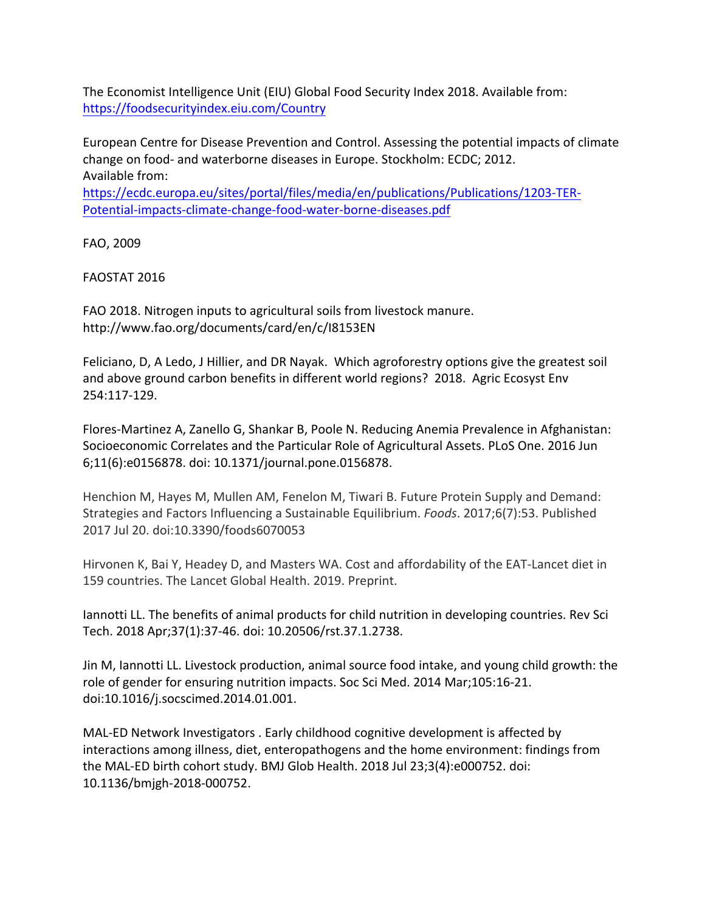The Economist Intelligence Unit (EIU) Global Food Security Index 2018. Available from: https://foodsecurityindex.eiu.com/Country

European Centre for Disease Prevention and Control. Assessing the potential impacts of climate change on food- and waterborne diseases in Europe. Stockholm: ECDC; 2012. Available from: https://ecdc.europa.eu/sites/portal/files/media/en/publications/Publications/1203-TER-Potential-impacts-climate-change-food-water-borne-diseases.pdf

FAO, 2009

FAOSTAT 2016

FAO 2018. Nitrogen inputs to agricultural soils from livestock manure. http://www.fao.org/documents/card/en/c/I8153EN

Feliciano, D, A Ledo, J Hillier, and DR Nayak. Which agroforestry options give the greatest soil and above ground carbon benefits in different world regions? 2018. Agric Ecosyst Env 254:117-129.

Flores-Martinez A, Zanello G, Shankar B, Poole N. Reducing Anemia Prevalence in Afghanistan: Socioeconomic Correlates and the Particular Role of Agricultural Assets. PLoS One. 2016 Jun 6;11(6):e0156878. doi: 10.1371/journal.pone.0156878.

Henchion M, Hayes M, Mullen AM, Fenelon M, Tiwari B. Future Protein Supply and Demand: Strategies and Factors Influencing a Sustainable Equilibrium. *Foods*. 2017;6(7):53. Published 2017 Jul 20. doi:10.3390/foods6070053

Hirvonen K, Bai Y, Headey D, and Masters WA. Cost and affordability of the EAT-Lancet diet in 159 countries. The Lancet Global Health. 2019. Preprint.

Iannotti LL. The benefits of animal products for child nutrition in developing countries. Rev Sci Tech. 2018 Apr;37(1):37-46. doi: 10.20506/rst.37.1.2738.

Jin M, Iannotti LL. Livestock production, animal source food intake, and young child growth: the role of gender for ensuring nutrition impacts. Soc Sci Med. 2014 Mar;105:16-21. doi:10.1016/j.socscimed.2014.01.001.

MAL-ED Network Investigators . Early childhood cognitive development is affected by interactions among illness, diet, enteropathogens and the home environment: findings from the MAL-ED birth cohort study. BMJ Glob Health. 2018 Jul 23;3(4):e000752. doi: 10.1136/bmjgh-2018-000752.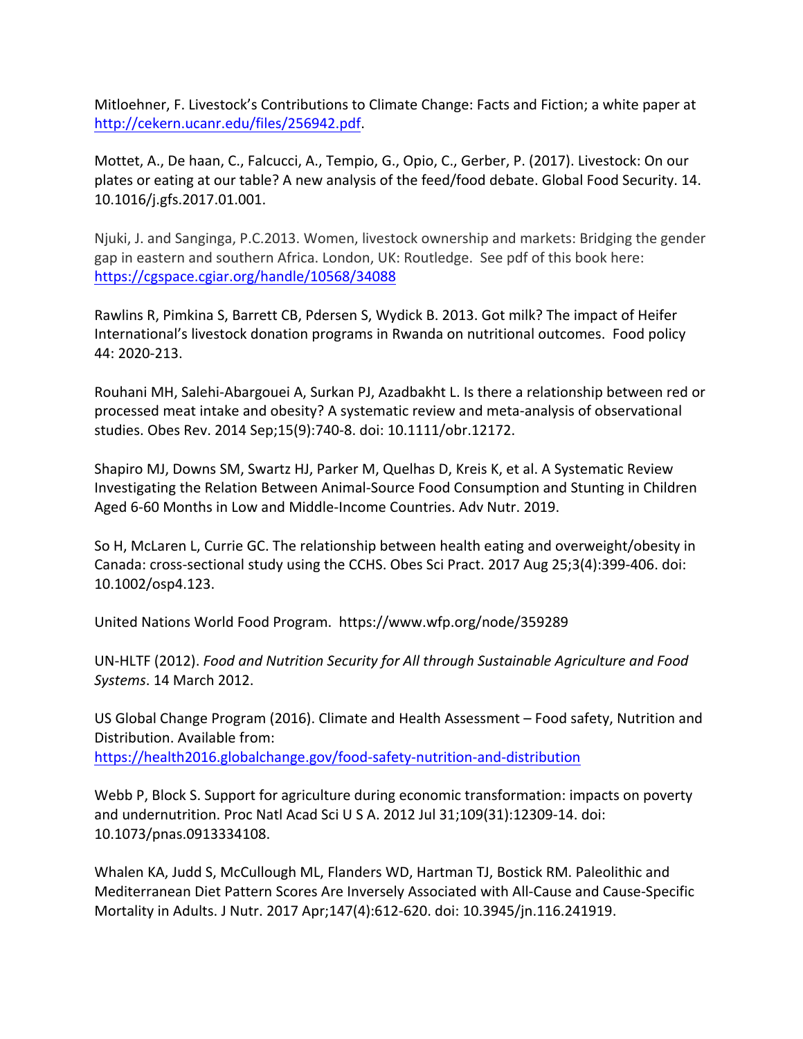Mitloehner, F. Livestock's Contributions to Climate Change: Facts and Fiction; a white paper at http://cekern.ucanr.edu/files/256942.pdf.

Mottet, A., De haan, C., Falcucci, A., Tempio, G., Opio, C., Gerber, P. (2017). Livestock: On our plates or eating at our table? A new analysis of the feed/food debate. Global Food Security. 14. 10.1016/j.gfs.2017.01.001.

Njuki, J. and Sanginga, P.C.2013. Women, livestock ownership and markets: Bridging the gender gap in eastern and southern Africa. London, UK: Routledge. See pdf of this book here: https://cgspace.cgiar.org/handle/10568/34088

Rawlins R, Pimkina S, Barrett CB, Pdersen S, Wydick B. 2013. Got milk? The impact of Heifer International's livestock donation programs in Rwanda on nutritional outcomes. Food policy 44: 2020-213.

Rouhani MH, Salehi-Abargouei A, Surkan PJ, Azadbakht L. Is there a relationship between red or processed meat intake and obesity? A systematic review and meta-analysis of observational studies. Obes Rev. 2014 Sep;15(9):740-8. doi: 10.1111/obr.12172.

Shapiro MJ, Downs SM, Swartz HJ, Parker M, Quelhas D, Kreis K, et al. A Systematic Review Investigating the Relation Between Animal-Source Food Consumption and Stunting in Children Aged 6-60 Months in Low and Middle-Income Countries. Adv Nutr. 2019.

So H, McLaren L, Currie GC. The relationship between health eating and overweight/obesity in Canada: cross-sectional study using the CCHS. Obes Sci Pract. 2017 Aug 25;3(4):399-406. doi: 10.1002/osp4.123.

United Nations World Food Program. https://www.wfp.org/node/359289

UN-HLTF (2012). *Food and Nutrition Security for All through Sustainable Agriculture and Food Systems*. 14 March 2012.

US Global Change Program (2016). Climate and Health Assessment – Food safety, Nutrition and Distribution. Available from: https://health2016.globalchange.gov/food-safety-nutrition-and-distribution

Webb P, Block S. Support for agriculture during economic transformation: impacts on poverty and undernutrition. Proc Natl Acad Sci U S A. 2012 Jul 31;109(31):12309-14. doi: 10.1073/pnas.0913334108.

Whalen KA, Judd S, McCullough ML, Flanders WD, Hartman TJ, Bostick RM. Paleolithic and Mediterranean Diet Pattern Scores Are Inversely Associated with All-Cause and Cause-Specific Mortality in Adults. J Nutr. 2017 Apr;147(4):612-620. doi: 10.3945/jn.116.241919.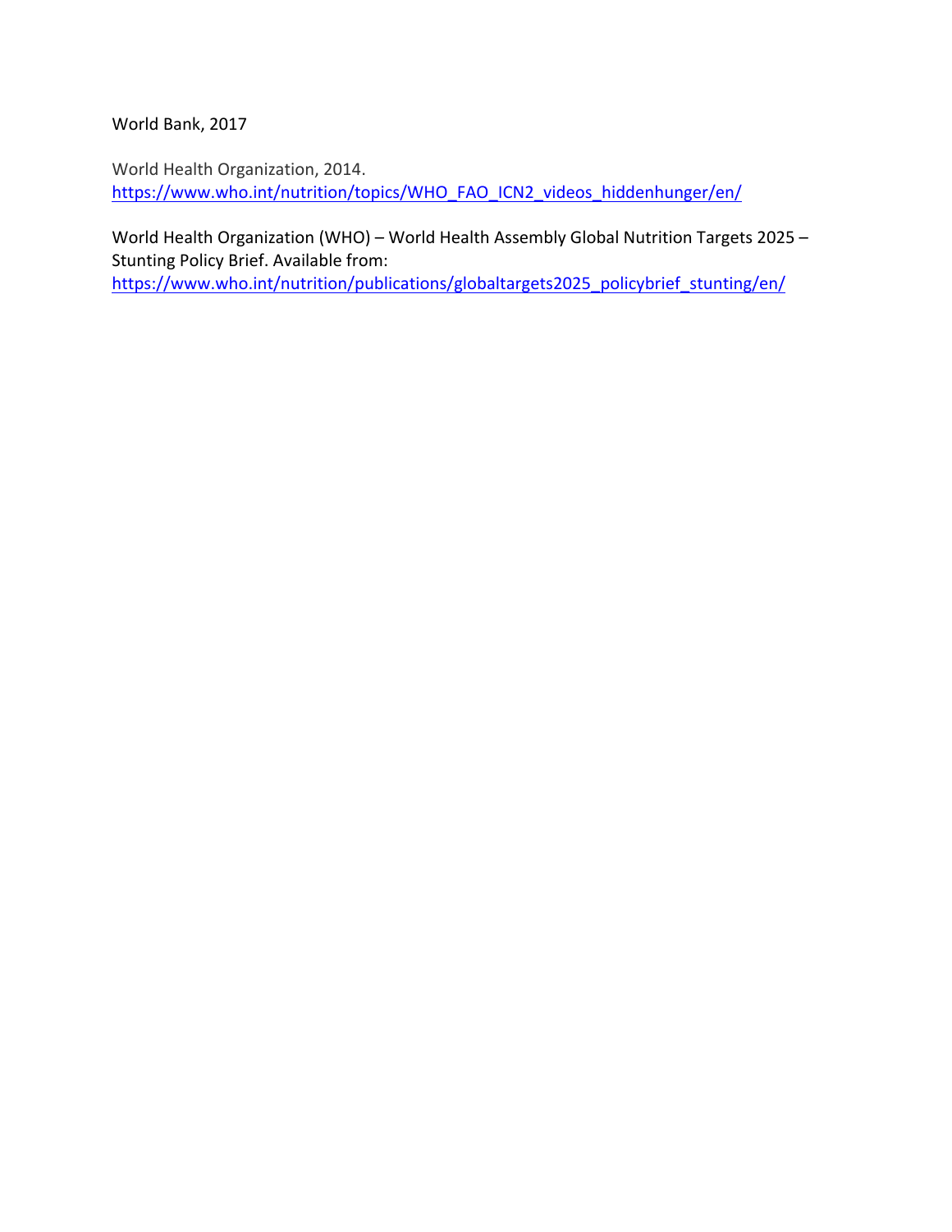World Bank, 2017

World Health Organization, 2014. https://www.who.int/nutrition/topics/WHO_FAO_ICN2_videos_hiddenhunger/en/

World Health Organization (WHO) – World Health Assembly Global Nutrition Targets 2025 – Stunting Policy Brief. Available from: https://www.who.int/nutrition/publications/globaltargets2025_policybrief_stunting/en/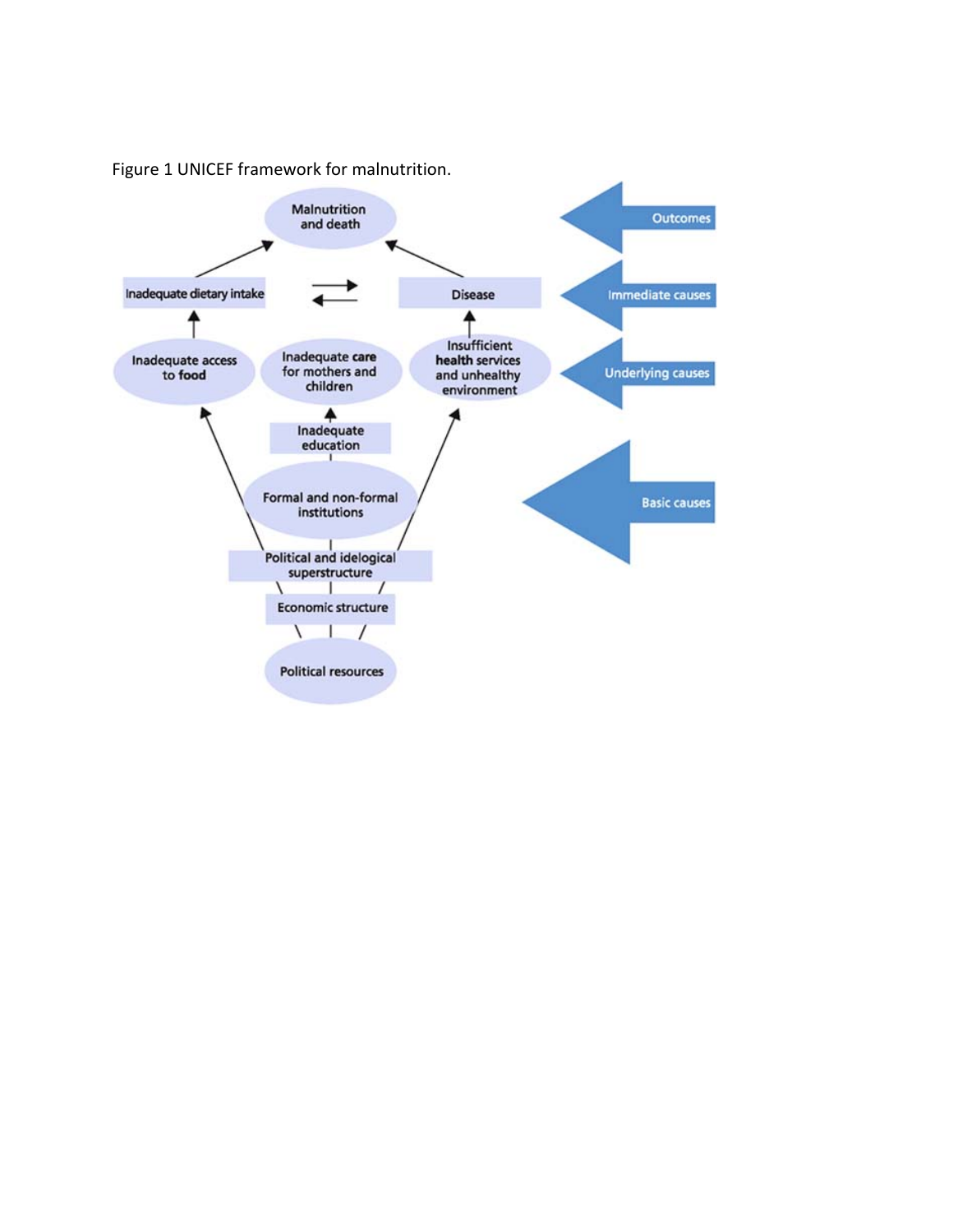Figure 1 UNICEF framework for malnutrition.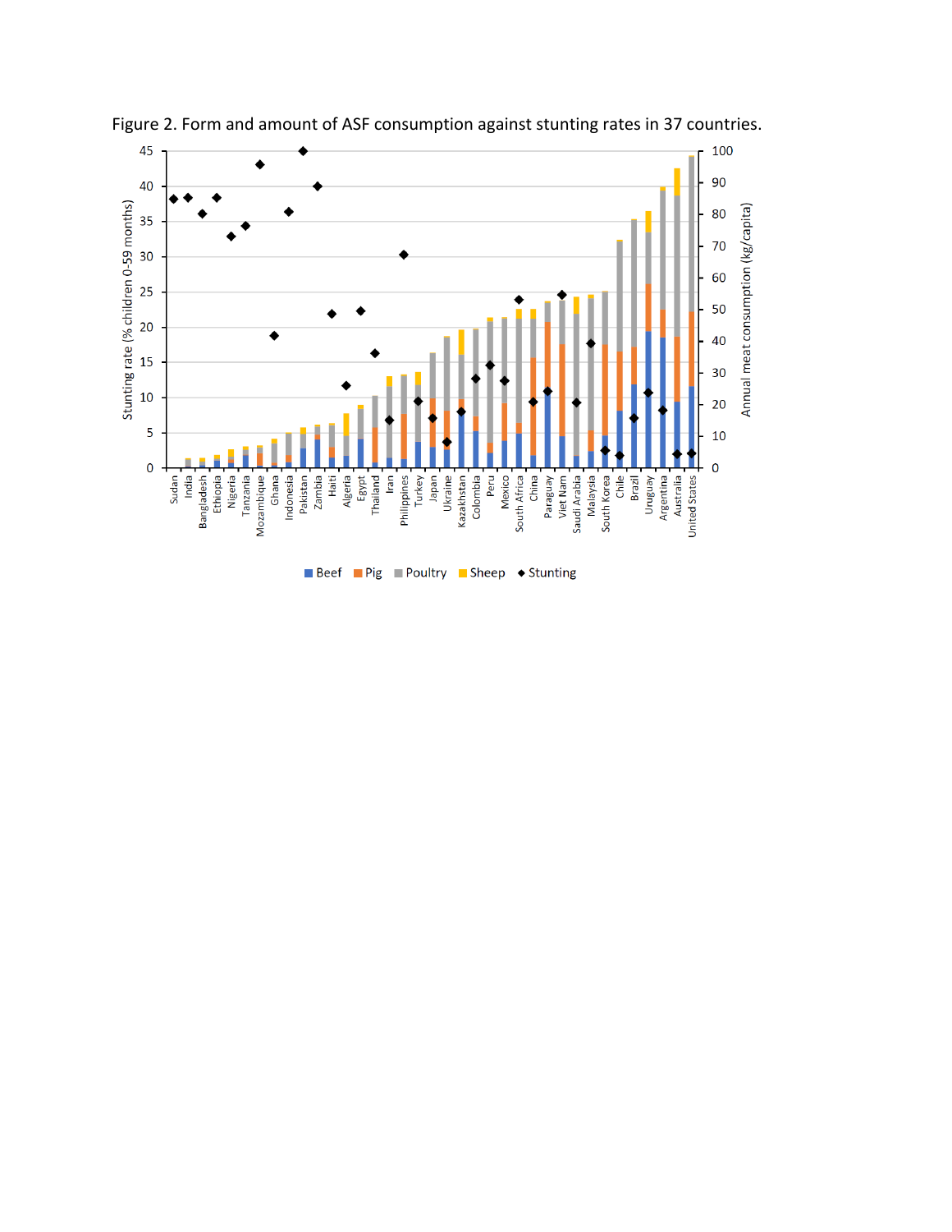Figure 2. Form and amount of ASF consumption against stunting rates in 37 countries.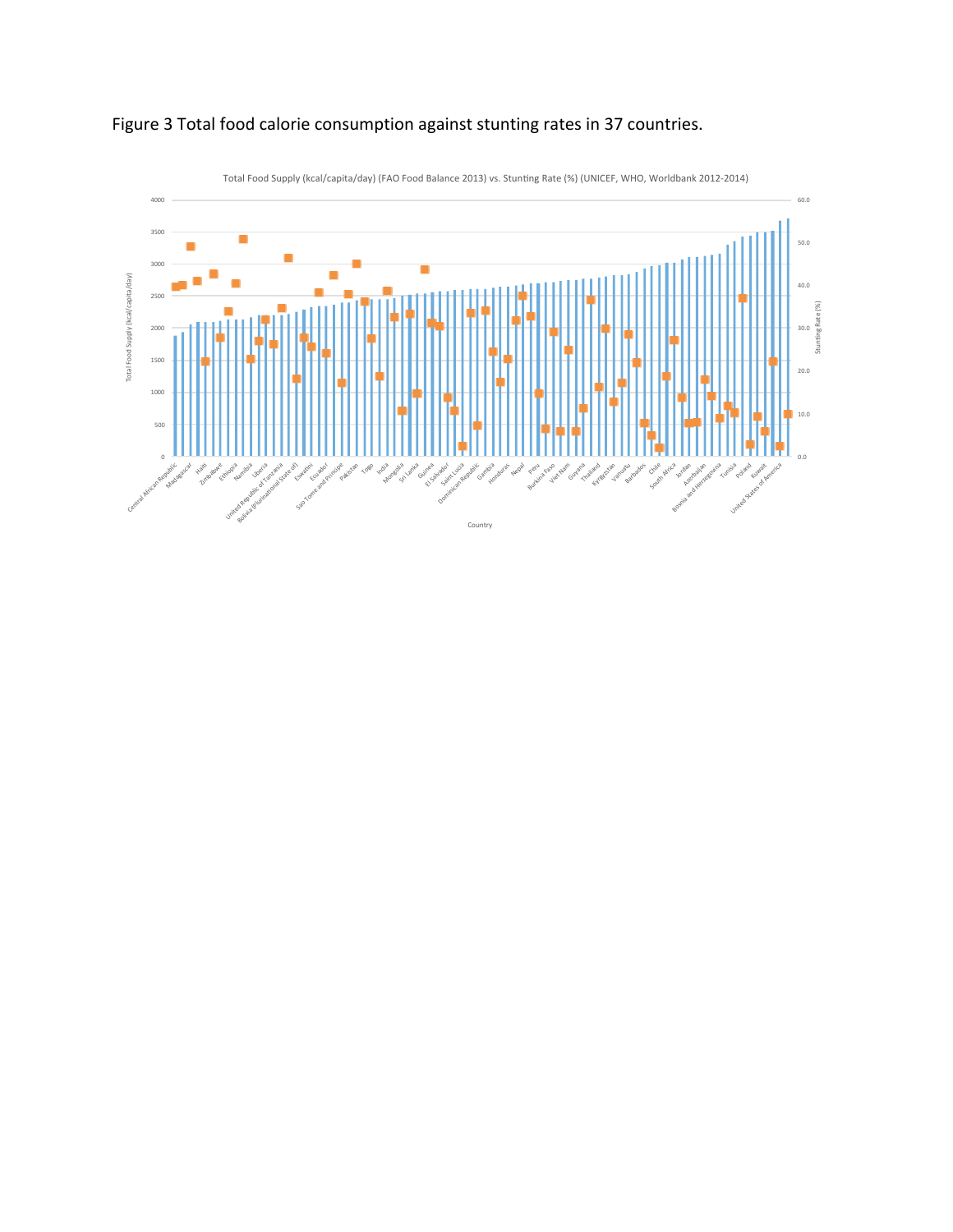Figure 3 Total food calorie consumption against stunting rates in 37 countries.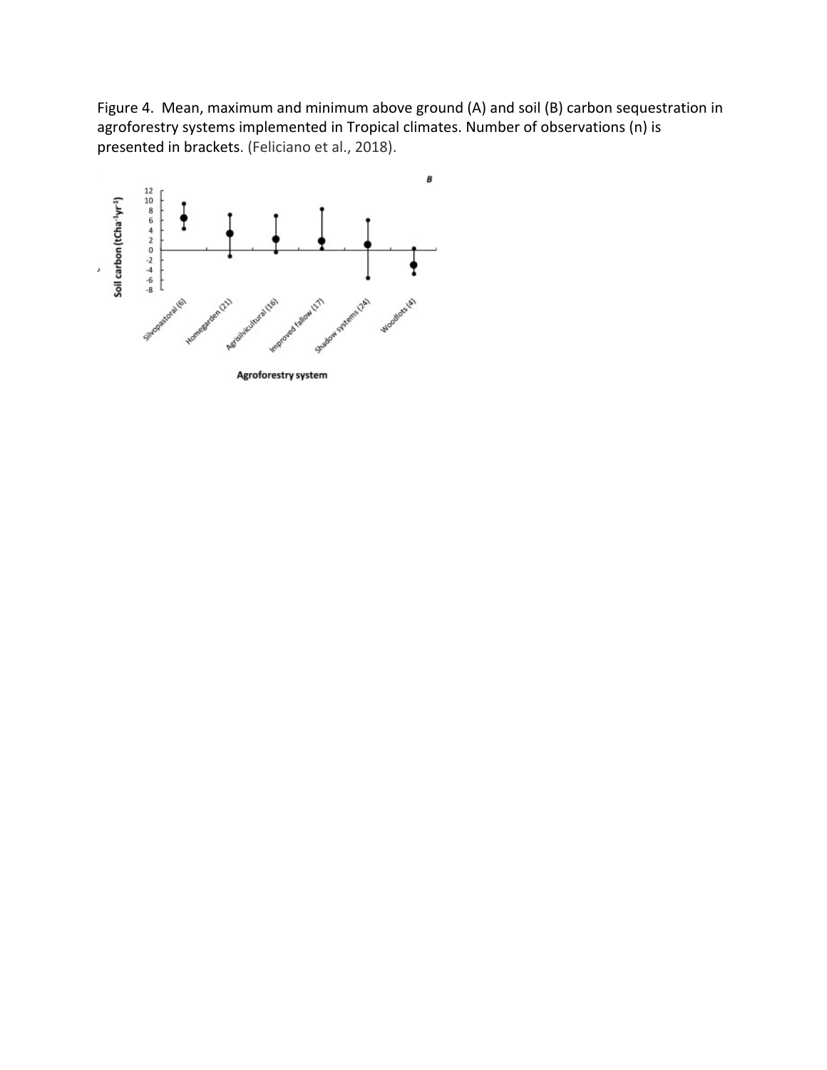Figure 4. Mean, maximum and minimum above ground (A) and soil (B) carbon sequestration in agroforestry systems implemented in Tropical climates. Number of observations (n) is presented in brackets. (Feliciano et al., 2018).

B

Soil carbon ($tCha^{-1}yr^{-1}$)

12
10
8
6
4
2
0
-2
-4
-6
-8

Silvopastoral (6)
Homegarden (21)
Agrisilvicultural (16)
Improved fallow (17)
Shadow systems (24)
Woodlots (4)

Agroforestry system